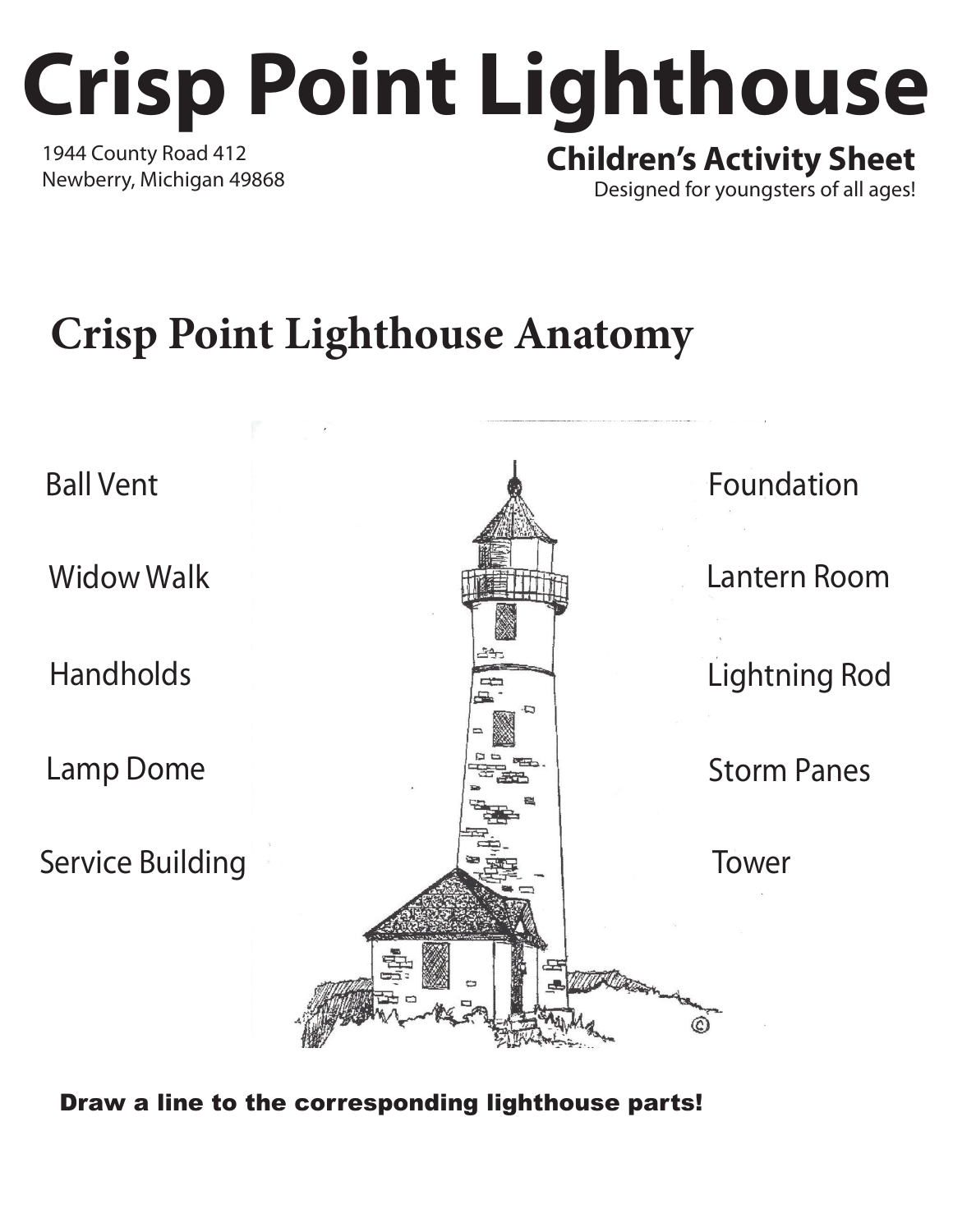# Crisp Point Lighthouse

1944 County Road 412
Newberry, Michigan 49868

**Children's Activity Sheet**
Designed for youngsters of all ages!

## Crisp Point Lighthouse Anatomy

Ball Vent

Widow Walk

Handholds

Lamp Dome

Service Building

Foundation

Lantern Room

Lightning Rod

Storm Panes

Tower

**Draw a line to the corresponding lighthouse parts!**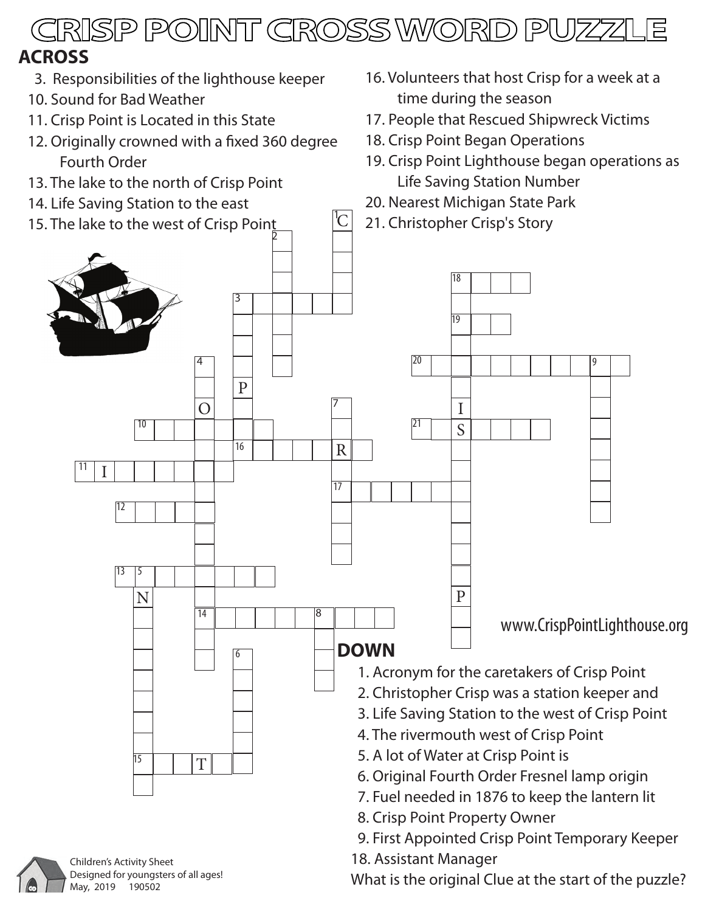# CRISP POINT CROSS WORD PUZZLE

## ACROSS

3. Responsibilities of the lighthouse keeper
10. Sound for Bad Weather
11. Crisp Point is Located in this State
12. Originally crowned with a fixed 360 degree Fourth Order
13. The lake to the north of Crisp Point
14. Life Saving Station to the east
15. The lake to the west of Crisp Point
16. Volunteers that host Crisp for a week at a time during the season
17. People that Rescued Shipwreck Victims
18. Crisp Point Began Operations
19. Crisp Point Lighthouse began operations as Life Saving Station Number
20. Nearest Michigan State Park
21. Christopher Crisp's Story

## DOWN

1. Acronym for the caretakers of Crisp Point
2. Christopher Crisp was a station keeper and
3. Life Saving Station to the west of Crisp Point
4. The rivermouth west of Crisp Point
5. A lot of Water at Crisp Point is
6. Original Fourth Order Fresnel lamp origin
7. Fuel needed in 1876 to keep the lantern lit
8. Crisp Point Property Owner
9. First Appointed Crisp Point Temporary Keeper
18. Assistant Manager

What is the original Clue at the start of the puzzle?

www.CrispPointLighthouse.org

Children's Activity Sheet
Designed for youngsters of all ages!
May, 2019 190502